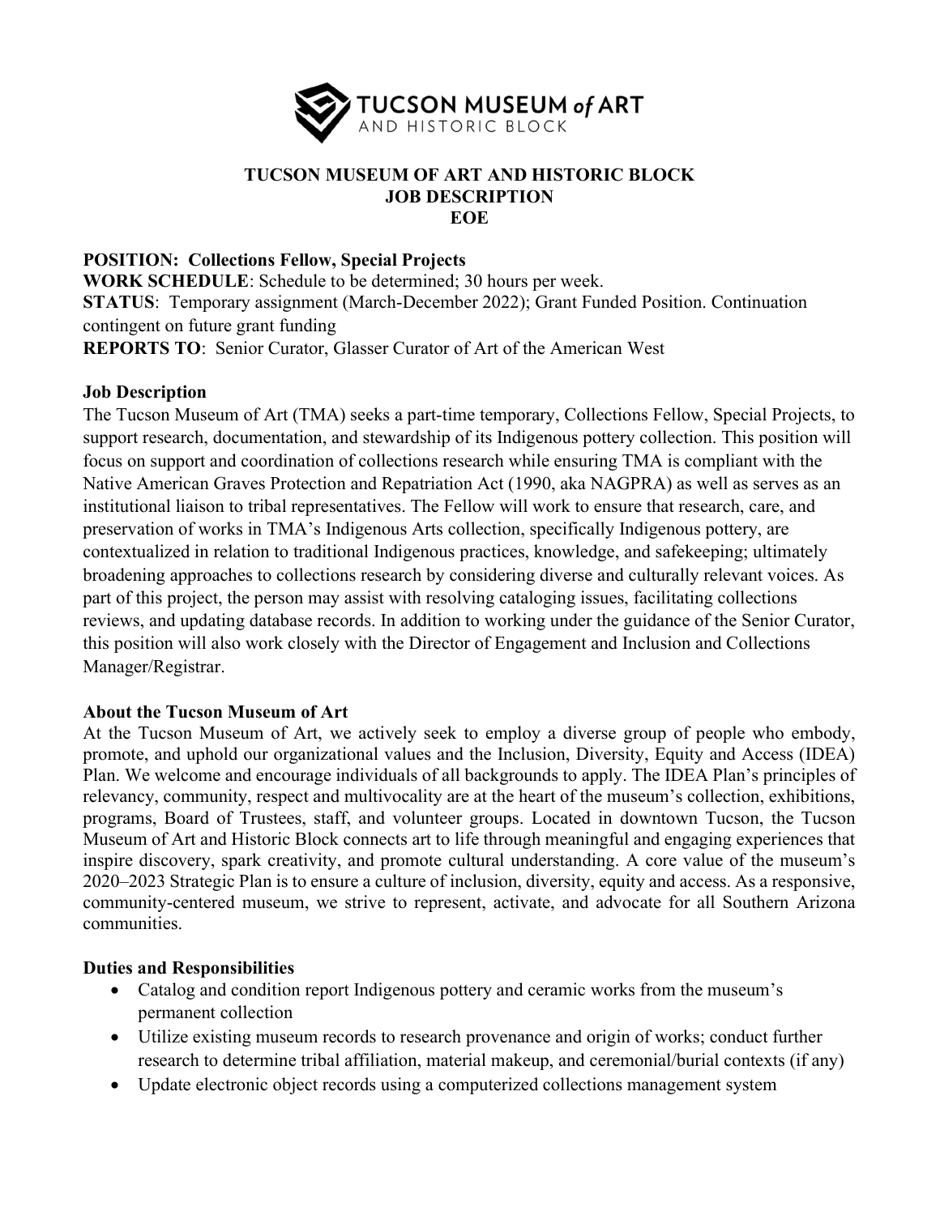TUCSON MUSEUM of ART
AND HISTORIC BLOCK

# TUCSON MUSEUM OF ART AND HISTORIC BLOCK
## JOB DESCRIPTION
## EOE

**POSITION: Collections Fellow, Special Projects**
**WORK SCHEDULE**: Schedule to be determined; 30 hours per week.
**STATUS**: Temporary assignment (March-December 2022); Grant Funded Position. Continuation contingent on future grant funding
**REPORTS TO**: Senior Curator, Glasser Curator of Art of the American West

### Job Description

The Tucson Museum of Art (TMA) seeks a part-time temporary, Collections Fellow, Special Projects, to support research, documentation, and stewardship of its Indigenous pottery collection. This position will focus on support and coordination of collections research while ensuring TMA is compliant with the Native American Graves Protection and Repatriation Act (1990, aka NAGPRA) as well as serves as an institutional liaison to tribal representatives. The Fellow will work to ensure that research, care, and preservation of works in TMA's Indigenous Arts collection, specifically Indigenous pottery, are contextualized in relation to traditional Indigenous practices, knowledge, and safekeeping; ultimately broadening approaches to collections research by considering diverse and culturally relevant voices. As part of this project, the person may assist with resolving cataloging issues, facilitating collections reviews, and updating database records. In addition to working under the guidance of the Senior Curator, this position will also work closely with the Director of Engagement and Inclusion and Collections Manager/Registrar.

### About the Tucson Museum of Art

At the Tucson Museum of Art, we actively seek to employ a diverse group of people who embody, promote, and uphold our organizational values and the Inclusion, Diversity, Equity and Access (IDEA) Plan. We welcome and encourage individuals of all backgrounds to apply. The IDEA Plan's principles of relevancy, community, respect and multivocality are at the heart of the museum's collection, exhibitions, programs, Board of Trustees, staff, and volunteer groups. Located in downtown Tucson, the Tucson Museum of Art and Historic Block connects art to life through meaningful and engaging experiences that inspire discovery, spark creativity, and promote cultural understanding. A core value of the museum's 2020–2023 Strategic Plan is to ensure a culture of inclusion, diversity, equity and access. As a responsive, community-centered museum, we strive to represent, activate, and advocate for all Southern Arizona communities.

### Duties and Responsibilities

- Catalog and condition report Indigenous pottery and ceramic works from the museum's permanent collection
- Utilize existing museum records to research provenance and origin of works; conduct further research to determine tribal affiliation, material makeup, and ceremonial/burial contexts (if any)
- Update electronic object records using a computerized collections management system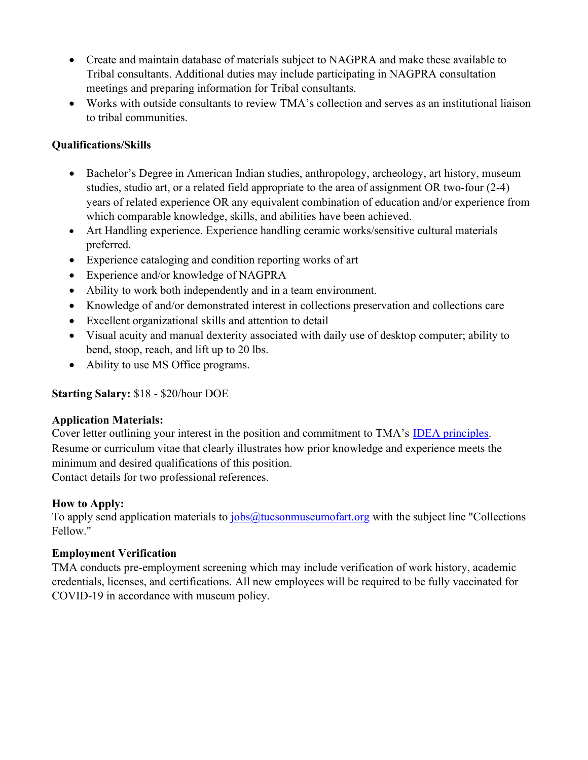- Create and maintain database of materials subject to NAGPRA and make these available to Tribal consultants. Additional duties may include participating in NAGPRA consultation meetings and preparing information for Tribal consultants.
- Works with outside consultants to review TMA's collection and serves as an institutional liaison to tribal communities.

**Qualifications/Skills**

- Bachelor's Degree in American Indian studies, anthropology, archeology, art history, museum studies, studio art, or a related field appropriate to the area of assignment OR two-four (2-4) years of related experience OR any equivalent combination of education and/or experience from which comparable knowledge, skills, and abilities have been achieved.
- Art Handling experience. Experience handling ceramic works/sensitive cultural materials preferred.
- Experience cataloging and condition reporting works of art
- Experience and/or knowledge of NAGPRA
- Ability to work both independently and in a team environment.
- Knowledge of and/or demonstrated interest in collections preservation and collections care
- Excellent organizational skills and attention to detail
- Visual acuity and manual dexterity associated with daily use of desktop computer; ability to bend, stoop, reach, and lift up to 20 lbs.
- Ability to use MS Office programs.

**Starting Salary:** $18 - $20/hour DOE

**Application Materials:**
Cover letter outlining your interest in the position and commitment to TMA's [IDEA principles](IDEA principles).
Resume or curriculum vitae that clearly illustrates how prior knowledge and experience meets the minimum and desired qualifications of this position.
Contact details for two professional references.

**How to Apply:**
To apply send application materials to [jobs@tucsonmuseumofart.org](mailto:jobs@tucsonmuseumofart.org) with the subject line "Collections Fellow."

**Employment Verification**
TMA conducts pre-employment screening which may include verification of work history, academic credentials, licenses, and certifications. All new employees will be required to be fully vaccinated for COVID-19 in accordance with museum policy.